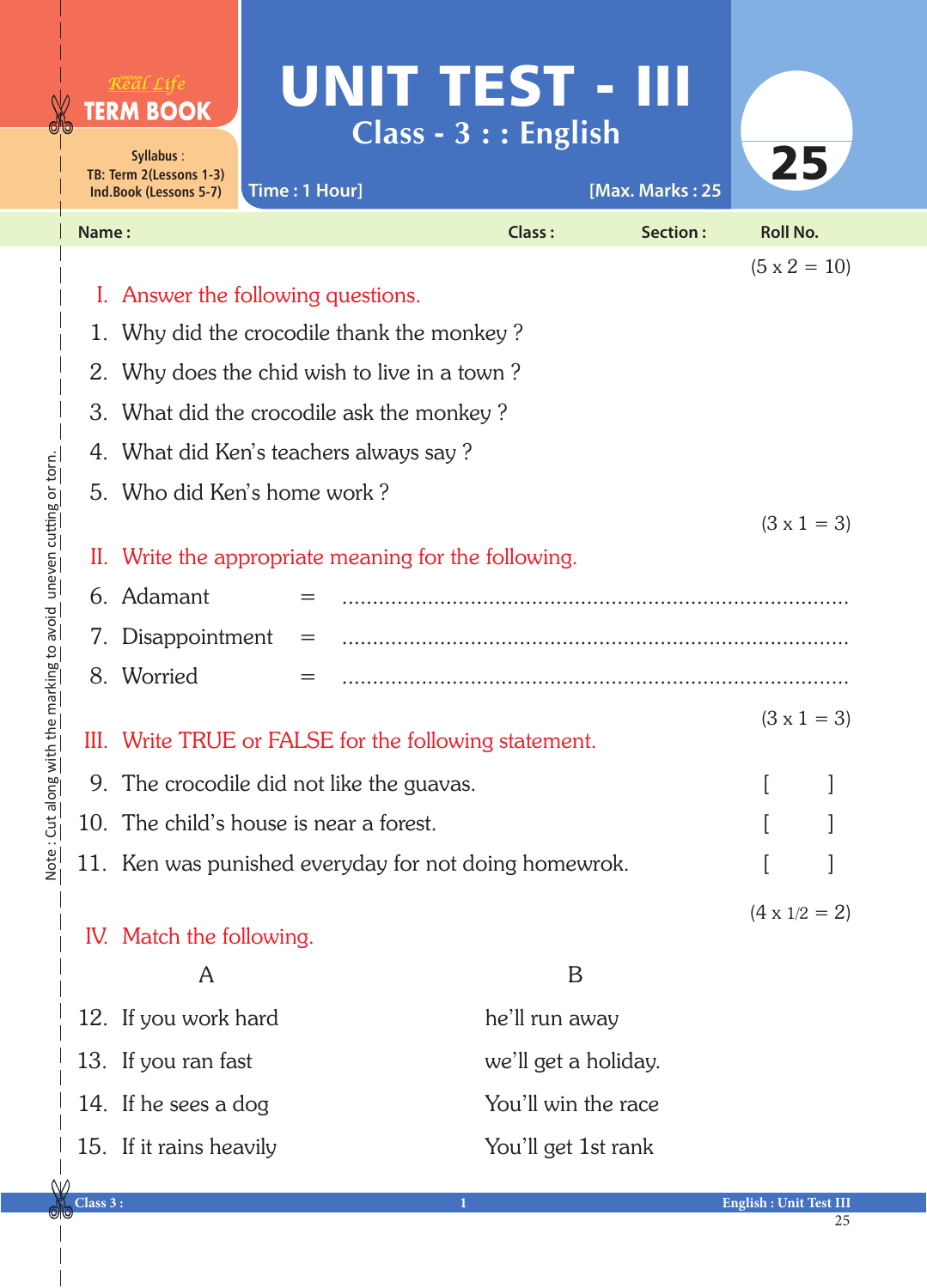Real Life **TERM BOOK**

Syllabus :
TB: Term 2(Lessons 1-3)
Ind.Book (Lessons 5-7)

# UNIT TEST - III

## Class - 3 : : English

Time : 1 Hour] [Max. Marks : 25

25

Name : Class : Section : Roll No.

(5 x 2 = 10)

**I. Answer the following questions.**

1. Why did the crocodile thank the monkey ?
2. Why does the chid wish to live in a town ?
3. What did the crocodile ask the monkey ?
4. What did Ken's teachers always say ?
5. Who did Ken's home work ?

(3 x 1 = 3)

**II. Write the appropriate meaning for the following.**

6. Adamant = ...................................................................................
7. Disappointment = ...................................................................................
8. Worried = ...................................................................................

(3 x 1 = 3)

**III. Write TRUE or FALSE for the following statement.**

9. The crocodile did not like the guavas. [ ]
10. The child's house is near a forest. [ ]
11. Ken was punished everyday for not doing homewrok. [ ]

(4 x 1/2 = 2)

**IV. Match the following.**

| | A | B |
|---|---|---|
| 12. | If you work hard | he'll run away |
| 13. | If you ran fast | we'll get a holiday. |
| 14. | If he sees a dog | You'll win the race |
| 15. | If it rains heavily | You'll get 1st rank |

Note : Cut along with the marking to avoid uneven cutting or torn.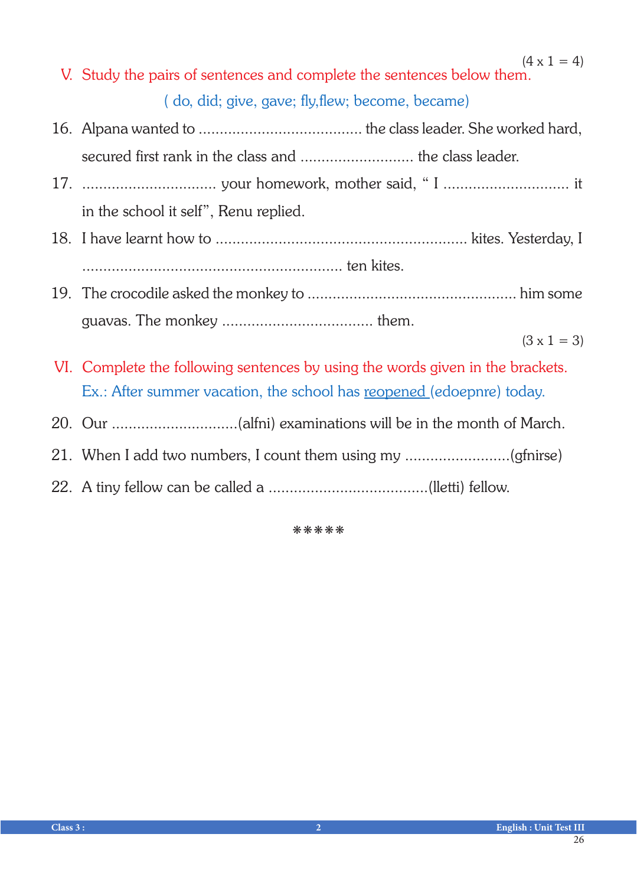(4 x 1 = 4)

V. Study the pairs of sentences and complete the sentences below them.

( do, did; give, gave; fly,flew; become, became)

16. Alpana wanted to ...................................... the class leader. She worked hard, secured first rank in the class and ........................... the class leader.

17. ............................... your homework, mother said, “ I ............................. it in the school it self”, Renu replied.

18. I have learnt how to .......................................................... kites. Yesterday, I ............................................................. ten kites.

19. The crocodile asked the monkey to ................................................. him some guavas. The monkey .................................... them.

(3 x 1 = 3)

VI. Complete the following sentences by using the words given in the brackets.

Ex.: After summer vacation, the school has <u>reopened</u> (edoepnre) today.

20. Our ..............................(alfni) examinations will be in the month of March.

21. When I add two numbers, I count them using my .........................(gfnirse)

22. A tiny fellow can be called a .....................................(lletti) fellow.

*****